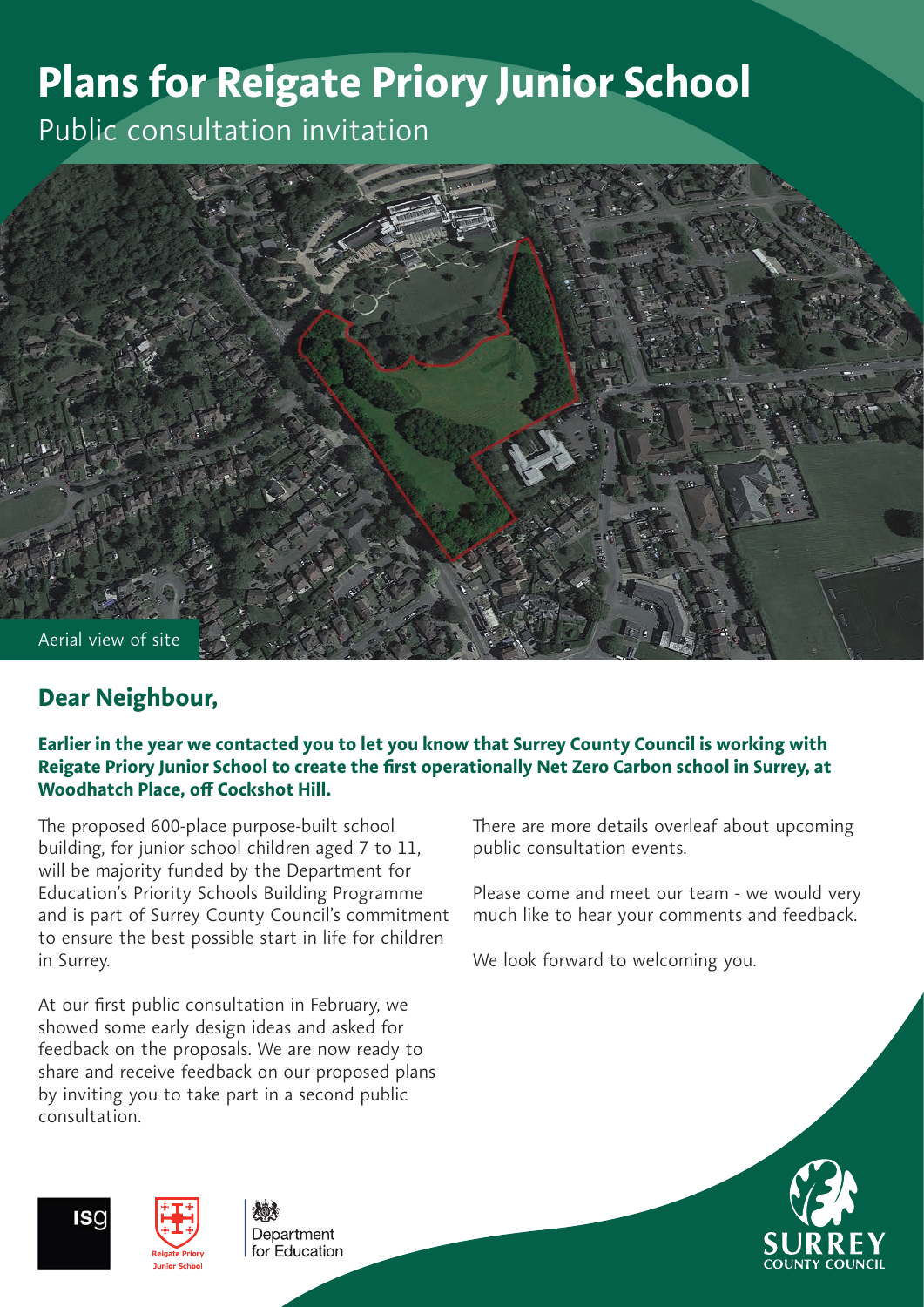# Plans for Reigate Priory Junior School

Public consultation invitation

Aerial view of site

## Dear Neighbour,

**Earlier in the year we contacted you to let you know that Surrey County Council is working with Reigate Priory Junior School to create the first operationally Net Zero Carbon school in Surrey, at Woodhatch Place, off Cockshot Hill.**

The proposed 600-place purpose-built school building, for junior school children aged 7 to 11, will be majority funded by the Department for Education's Priority Schools Building Programme and is part of Surrey County Council's commitment to ensure the best possible start in life for children in Surrey.

At our first public consultation in February, we showed some early design ideas and asked for feedback on the proposals. We are now ready to share and receive feedback on our proposed plans by inviting you to take part in a second public consultation.

There are more details overleaf about upcoming public consultation events.

Please come and meet our team - we would very much like to hear your comments and feedback.

We look forward to welcoming you.

isg

Reigate Priory Junior School

Department for Education

SURREY COUNTY COUNCIL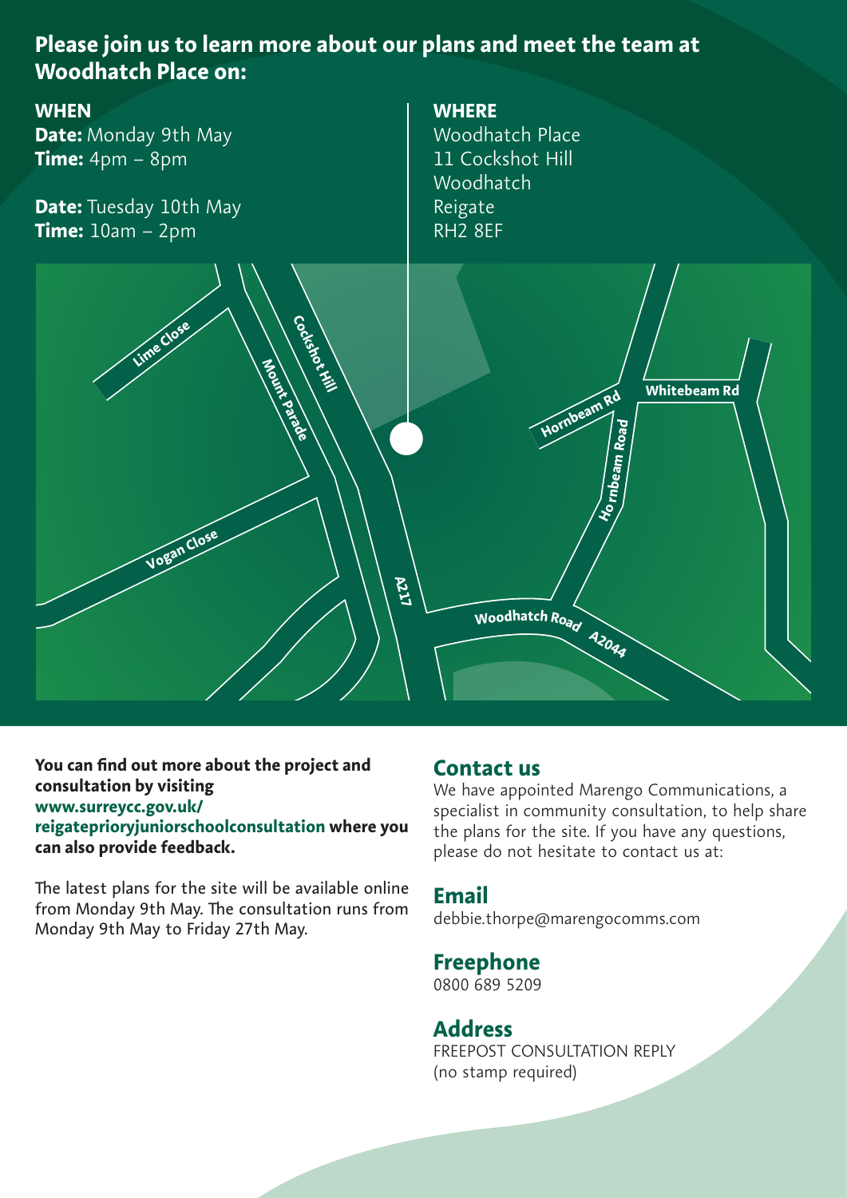## Please join us to learn more about our plans and meet the team at Woodhatch Place on:

**WHEN**

**Date:** Monday 9th May
**Time:** 4pm – 8pm

**Date:** Tuesday 10th May
**Time:** 10am – 2pm

**WHERE**

Woodhatch Place
11 Cockshot Hill
Woodhatch
Reigate
RH2 8EF

Lime Close
Mount Parade
Cockshot Hill
Vogan Close
A217
Hornbeam Rd
Hornbeam Road
Whitebeam Rd
Woodhatch Road
A2044

**You can find out more about the project and consultation by visiting www.surreycc.gov.uk/reigateprioryjuniorschoolconsultation where you can also provide feedback.**

The latest plans for the site will be available online from Monday 9th May. The consultation runs from Monday 9th May to Friday 27th May.

## Contact us

We have appointed Marengo Communications, a specialist in community consultation, to help share the plans for the site. If you have any questions, please do not hesitate to contact us at:

### Email

debbie.thorpe@marengocomms.com

### Freephone

0800 689 5209

### Address

FREEPOST CONSULTATION REPLY
(no stamp required)